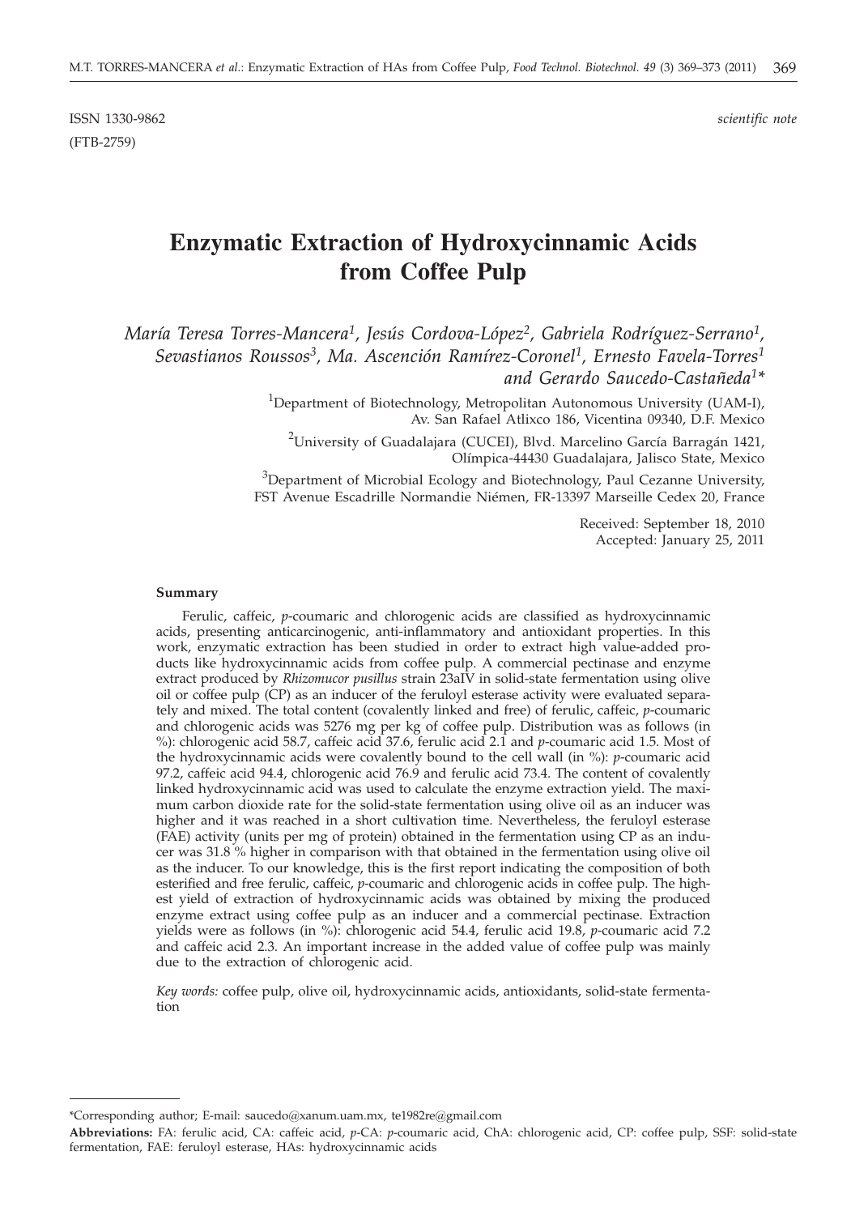ISSN 1330-9862 *scientific note*

(FTB-2759)

# Enzymatic Extraction of Hydroxycinnamic Acids from Coffee Pulp

*María Teresa Torres-Mancera[1], Jesús Cordova-López[2], Gabriela Rodríguez-Serrano[1], Sevastianos Roussos[3], Ma. Ascención Ramírez-Coronel[1], Ernesto Favela-Torres[1] and Gerardo Saucedo-Castañeda[1]\**

[1]Department of Biotechnology, Metropolitan Autonomous University (UAM-I), Av. San Rafael Atlixco 186, Vicentina 09340, D.F. Mexico

[2]University of Guadalajara (CUCEI), Blvd. Marcelino García Barragán 1421, Olímpica-44430 Guadalajara, Jalisco State, Mexico

[3]Department of Microbial Ecology and Biotechnology, Paul Cezanne University, FST Avenue Escadrille Normandie Niémen, FR-13397 Marseille Cedex 20, France

Received: September 18, 2010
Accepted: January 25, 2011

### Summary

Ferulic, caffeic, *p*-coumaric and chlorogenic acids are classified as hydroxycinnamic acids, presenting anticarcinogenic, anti-inflammatory and antioxidant properties. In this work, enzymatic extraction has been studied in order to extract high value-added products like hydroxycinnamic acids from coffee pulp. A commercial pectinase and enzyme extract produced by *Rhizomucor pusillus* strain 23aIV in solid-state fermentation using olive oil or coffee pulp (CP) as an inducer of the feruloyl esterase activity were evaluated separately and mixed. The total content (covalently linked and free) of ferulic, caffeic, *p*-coumaric and chlorogenic acids was 5276 mg per kg of coffee pulp. Distribution was as follows (in %): chlorogenic acid 58.7, caffeic acid 37.6, ferulic acid 2.1 and *p*-coumaric acid 1.5. Most of the hydroxycinnamic acids were covalently bound to the cell wall (in %): *p*-coumaric acid 97.2, caffeic acid 94.4, chlorogenic acid 76.9 and ferulic acid 73.4. The content of covalently linked hydroxycinnamic acid was used to calculate the enzyme extraction yield. The maximum carbon dioxide rate for the solid-state fermentation using olive oil as an inducer was higher and it was reached in a short cultivation time. Nevertheless, the feruloyl esterase (FAE) activity (units per mg of protein) obtained in the fermentation using CP as an inducer was 31.8 % higher in comparison with that obtained in the fermentation using olive oil as the inducer. To our knowledge, this is the first report indicating the composition of both esterified and free ferulic, caffeic, *p*-coumaric and chlorogenic acids in coffee pulp. The highest yield of extraction of hydroxycinnamic acids was obtained by mixing the produced enzyme extract using coffee pulp as an inducer and a commercial pectinase. Extraction yields were as follows (in %): chlorogenic acid 54.4, ferulic acid 19.8, *p*-coumaric acid 7.2 and caffeic acid 2.3. An important increase in the added value of coffee pulp was mainly due to the extraction of chlorogenic acid.

*Key words:* coffee pulp, olive oil, hydroxycinnamic acids, antioxidants, solid-state fermentation

---

\*Corresponding author; E-mail: saucedo@xanum.uam.mx, te1982re@gmail.com

**Abbreviations:** FA: ferulic acid, CA: caffeic acid, *p*-CA: *p*-coumaric acid, ChA: chlorogenic acid, CP: coffee pulp, SSF: solid-state fermentation, FAE: feruloyl esterase, HAs: hydroxycinnamic acids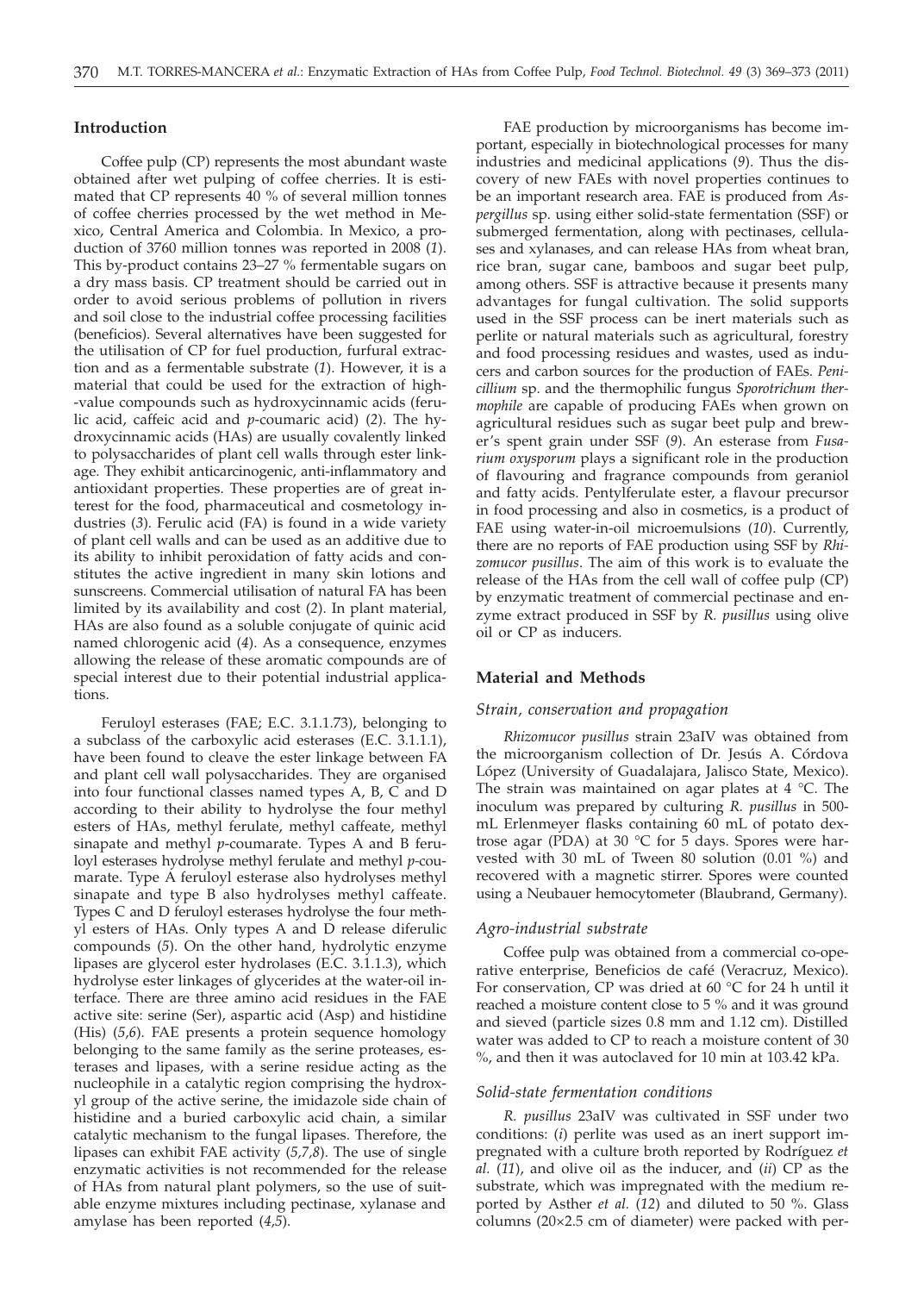## Introduction

Coffee pulp (CP) represents the most abundant waste obtained after wet pulping of coffee cherries. It is estimated that CP represents 40 % of several million tonnes of coffee cherries processed by the wet method in Mexico, Central America and Colombia. In Mexico, a production of 3760 million tonnes was reported in 2008 (*1*). This by-product contains 23–27 % fermentable sugars on a dry mass basis. CP treatment should be carried out in order to avoid serious problems of pollution in rivers and soil close to the industrial coffee processing facilities (beneficios). Several alternatives have been suggested for the utilisation of CP for fuel production, furfural extraction and as a fermentable substrate (*1*). However, it is a material that could be used for the extraction of high-value compounds such as hydroxycinnamic acids (ferulic acid, caffeic acid and *p*-coumaric acid) (*2*). The hydroxycinnamic acids (HAs) are usually covalently linked to polysaccharides of plant cell walls through ester linkage. They exhibit anticarcinogenic, anti-inflammatory and antioxidant properties. These properties are of great interest for the food, pharmaceutical and cosmetology industries (*3*). Ferulic acid (FA) is found in a wide variety of plant cell walls and can be used as an additive due to its ability to inhibit peroxidation of fatty acids and constitutes the active ingredient in many skin lotions and sunscreens. Commercial utilisation of natural FA has been limited by its availability and cost (*2*). In plant material, HAs are also found as a soluble conjugate of quinic acid named chlorogenic acid (*4*). As a consequence, enzymes allowing the release of these aromatic compounds are of special interest due to their potential industrial applications.

Feruloyl esterases (FAE; E.C. 3.1.1.73), belonging to a subclass of the carboxylic acid esterases (E.C. 3.1.1.1), have been found to cleave the ester linkage between FA and plant cell wall polysaccharides. They are organised into four functional classes named types A, B, C and D according to their ability to hydrolyse the four methyl esters of HAs, methyl ferulate, methyl caffeate, methyl sinapate and methyl *p*-coumarate. Types A and B feruloyl esterases hydrolyse methyl ferulate and methyl *p*-coumarate. Type A feruloyl esterase also hydrolyses methyl sinapate and type B also hydrolyses methyl caffeate. Types C and D feruloyl esterases hydrolyse the four methyl esters of HAs. Only types A and D release diferulic compounds (*5*). On the other hand, hydrolytic enzyme lipases are glycerol ester hydrolases (E.C. 3.1.1.3), which hydrolyse ester linkages of glycerides at the water-oil interface. There are three amino acid residues in the FAE active site: serine (Ser), aspartic acid (Asp) and histidine (His) (*5,6*). FAE presents a protein sequence homology belonging to the same family as the serine proteases, esterases and lipases, with a serine residue acting as the nucleophile in a catalytic region comprising the hydroxyl group of the active serine, the imidazole side chain of histidine and a buried carboxylic acid chain, a similar catalytic mechanism to the fungal lipases. Therefore, the lipases can exhibit FAE activity (*5,7,8*). The use of single enzymatic activities is not recommended for the release of HAs from natural plant polymers, so the use of suitable enzyme mixtures including pectinase, xylanase and amylase has been reported (*4,5*).

FAE production by microorganisms has become important, especially in biotechnological processes for many industries and medicinal applications (*9*). Thus the discovery of new FAEs with novel properties continues to be an important research area. FAE is produced from *Aspergillus* sp. using either solid-state fermentation (SSF) or submerged fermentation, along with pectinases, cellulases and xylanases, and can release HAs from wheat bran, rice bran, sugar cane, bamboos and sugar beet pulp, among others. SSF is attractive because it presents many advantages for fungal cultivation. The solid supports used in the SSF process can be inert materials such as perlite or natural materials such as agricultural, forestry and food processing residues and wastes, used as inducers and carbon sources for the production of FAEs. *Penicillium* sp. and the thermophilic fungus *Sporotrichum thermophile* are capable of producing FAEs when grown on agricultural residues such as sugar beet pulp and brewer's spent grain under SSF (*9*). An esterase from *Fusarium oxysporum* plays a significant role in the production of flavouring and fragrance compounds from geraniol and fatty acids. Pentylferulate ester, a flavour precursor in food processing and also in cosmetics, is a product of FAE using water-in-oil microemulsions (*10*). Currently, there are no reports of FAE production using SSF by *Rhizomucor pusillus*. The aim of this work is to evaluate the release of the HAs from the cell wall of coffee pulp (CP) by enzymatic treatment of commercial pectinase and enzyme extract produced in SSF by *R. pusillus* using olive oil or CP as inducers.

## Material and Methods

### Strain, conservation and propagation

*Rhizomucor pusillus* strain 23aIV was obtained from the microorganism collection of Dr. Jesús A. Córdova López (University of Guadalajara, Jalisco State, Mexico). The strain was maintained on agar plates at 4 °C. The inoculum was prepared by culturing *R. pusillus* in 500-mL Erlenmeyer flasks containing 60 mL of potato dextrose agar (PDA) at 30 °C for 5 days. Spores were harvested with 30 mL of Tween 80 solution (0.01 %) and recovered with a magnetic stirrer. Spores were counted using a Neubauer hemocytometer (Blaubrand, Germany).

### Agro-industrial substrate

Coffee pulp was obtained from a commercial co-operative enterprise, Beneficios de café (Veracruz, Mexico). For conservation, CP was dried at 60 °C for 24 h until it reached a moisture content close to 5 % and it was ground and sieved (particle sizes 0.8 mm and 1.12 cm). Distilled water was added to CP to reach a moisture content of 30 %, and then it was autoclaved for 10 min at 103.42 kPa.

### Solid-state fermentation conditions

*R. pusillus* 23aIV was cultivated in SSF under two conditions: (*i*) perlite was used as an inert support impregnated with a culture broth reported by Rodríguez *et al.* (*11*), and olive oil as the inducer, and (*ii*) CP as the substrate, which was impregnated with the medium reported by Asther *et al.* (*12*) and diluted to 50 %. Glass columns (20×2.5 cm of diameter) were packed with per-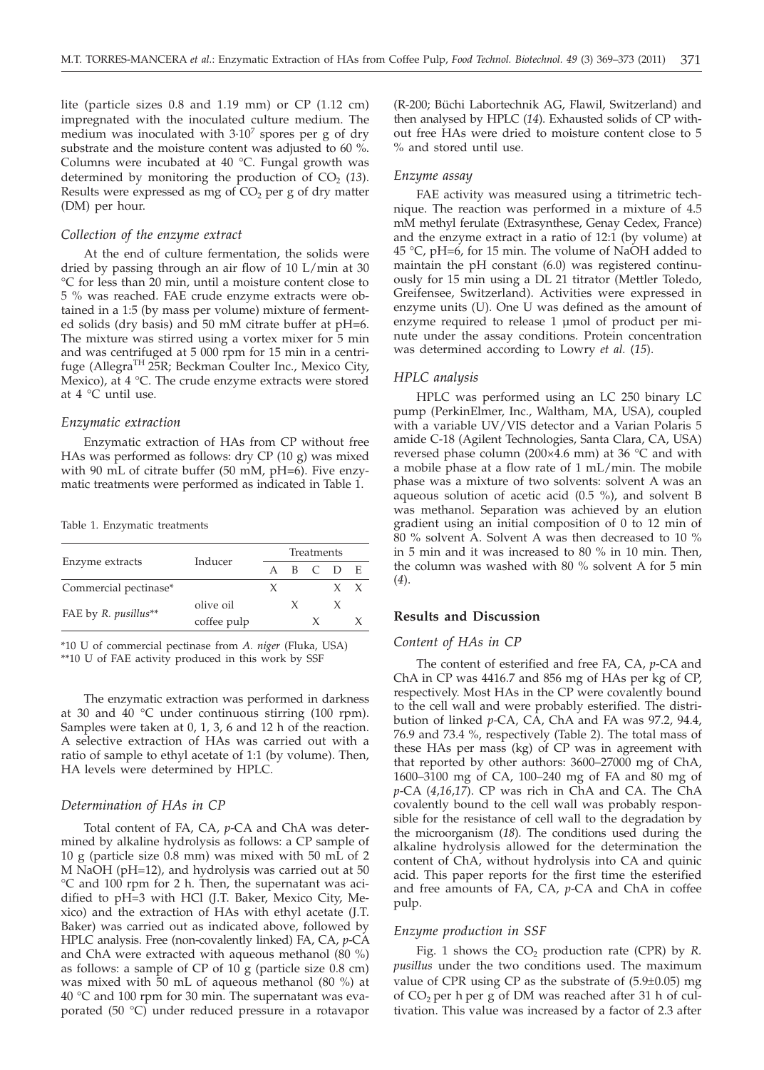lite (particle sizes 0.8 and 1.19 mm) or CP (1.12 cm) impregnated with the inoculated culture medium. The medium was inoculated with $3\cdot10^7$ spores per g of dry substrate and the moisture content was adjusted to 60 %. Columns were incubated at 40 °C. Fungal growth was determined by monitoring the production of $CO_2$ (*13*). Results were expressed as mg of $CO_2$ per g of dry matter (DM) per hour.

### *Collection of the enzyme extract*

At the end of culture fermentation, the solids were dried by passing through an air flow of 10 L/min at 30 °C for less than 20 min, until a moisture content close to 5 % was reached. FAE crude enzyme extracts were obtained in a 1:5 (by mass per volume) mixture of fermented solids (dry basis) and 50 mM citrate buffer at pH=6. The mixture was stirred using a vortex mixer for 5 min and was centrifuged at 5 000 rpm for 15 min in a centrifuge (Allegra[TH] 25R; Beckman Coulter Inc., Mexico City, Mexico), at 4 °C. The crude enzyme extracts were stored at 4 °C until use.

### *Enzymatic extraction*

Enzymatic extraction of HAs from CP without free HAs was performed as follows: dry CP (10 g) was mixed with 90 mL of citrate buffer (50 mM, pH=6). Five enzymatic treatments were performed as indicated in Table 1.

Table 1. Enzymatic treatments

| Enzyme extracts | Inducer | Treatments | | | | |
|---|---|---|---|---|---|---|
| | | A | B | C | D | E |
| Commercial pectinase* | | X | | | X | X |
| FAE by *R. pusillus*** | olive oil | | X | | X | |
| | coffee pulp | | | X | | X |

*10 U of commercial pectinase from *A. niger* (Fluka, USA)
**10 U of FAE activity produced in this work by SSF

The enzymatic extraction was performed in darkness at 30 and 40 °C under continuous stirring (100 rpm). Samples were taken at 0, 1, 3, 6 and 12 h of the reaction. A selective extraction of HAs was carried out with a ratio of sample to ethyl acetate of 1:1 (by volume). Then, HA levels were determined by HPLC.

### *Determination of HAs in CP*

Total content of FA, CA, *p*-CA and ChA was determined by alkaline hydrolysis as follows: a CP sample of 10 g (particle size 0.8 mm) was mixed with 50 mL of 2 M NaOH (pH=12), and hydrolysis was carried out at 50 °C and 100 rpm for 2 h. Then, the supernatant was acidified to pH=3 with HCl (J.T. Baker, Mexico City, Mexico) and the extraction of HAs with ethyl acetate (J.T. Baker) was carried out as indicated above, followed by HPLC analysis. Free (non-covalently linked) FA, CA, *p*-CA and ChA were extracted with aqueous methanol (80 %) as follows: a sample of CP of 10 g (particle size 0.8 cm) was mixed with 50 mL of aqueous methanol (80 %) at 40 °C and 100 rpm for 30 min. The supernatant was evaporated (50 °C) under reduced pressure in a rotavapor (R-200; Büchi Labortechnik AG, Flawil, Switzerland) and then analysed by HPLC (*14*). Exhausted solids of CP without free HAs were dried to moisture content close to 5 % and stored until use.

### *Enzyme assay*

FAE activity was measured using a titrimetric technique. The reaction was performed in a mixture of 4.5 mM methyl ferulate (Extrasynthese, Genay Cedex, France) and the enzyme extract in a ratio of 12:1 (by volume) at 45 °C, pH=6, for 15 min. The volume of NaOH added to maintain the pH constant (6.0) was registered continuously for 15 min using a DL 21 titrator (Mettler Toledo, Greifensee, Switzerland). Activities were expressed in enzyme units (U). One U was defined as the amount of enzyme required to release 1 µmol of product per minute under the assay conditions. Protein concentration was determined according to Lowry *et al.* (*15*).

### *HPLC analysis*

HPLC was performed using an LC 250 binary LC pump (PerkinElmer, Inc., Waltham, MA, USA), coupled with a variable UV/VIS detector and a Varian Polaris 5 amide C-18 (Agilent Technologies, Santa Clara, CA, USA) reversed phase column (200×4.6 mm) at 36 °C and with a mobile phase at a flow rate of 1 mL/min. The mobile phase was a mixture of two solvents: solvent A was an aqueous solution of acetic acid (0.5 %), and solvent B was methanol. Separation was achieved by an elution gradient using an initial composition of 0 to 12 min of 80 % solvent A. Solvent A was then decreased to 10 % in 5 min and it was increased to 80 % in 10 min. Then, the column was washed with 80 % solvent A for 5 min (*4*).

## Results and Discussion

### *Content of HAs in CP*

The content of esterified and free FA, CA, *p*-CA and ChA in CP was 4416.7 and 856 mg of HAs per kg of CP, respectively. Most HAs in the CP were covalently bound to the cell wall and were probably esterified. The distribution of linked *p*-CA, CA, ChA and FA was 97.2, 94.4, 76.9 and 73.4 %, respectively (Table 2). The total mass of these HAs per mass (kg) of CP was in agreement with that reported by other authors: 3600–27000 mg of ChA, 1600–3100 mg of CA, 100–240 mg of FA and 80 mg of *p*-CA (*4,16,17*). CP was rich in ChA and CA. The ChA covalently bound to the cell wall was probably responsible for the resistance of cell wall to the degradation by the microorganism (*18*). The conditions used during the alkaline hydrolysis allowed for the determination the content of ChA, without hydrolysis into CA and quinic acid. This paper reports for the first time the esterified and free amounts of FA, CA, *p*-CA and ChA in coffee pulp.

### *Enzyme production in SSF*

Fig. 1 shows the $CO_2$ production rate (CPR) by *R. pusillus* under the two conditions used. The maximum value of CPR using CP as the substrate of (5.9±0.05) mg of $CO_2$ per h per g of DM was reached after 31 h of cultivation. This value was increased by a factor of 2.3 after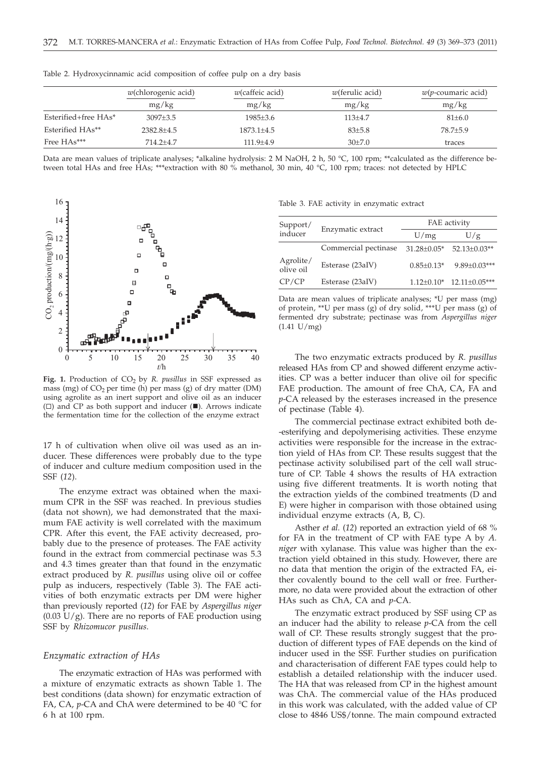Table 2. Hydroxycinnamic acid composition of coffee pulp on a dry basis

| | $w$(chlorogenic acid) mg/kg | $w$(caffeic acid) mg/kg | $w$(ferulic acid) mg/kg | $w$($p$-coumaric acid) mg/kg |
|---|---|---|---|---|
| Esterified+free HAs* | 3097±3.5 | 1985±3.6 | 113±4.7 | 81±6.0 |
| Esterified HAs** | 2382.8±4.5 | 1873.1±4.5 | 83±5.8 | 78.7±5.9 |
| Free HAs*** | 714.2±4.7 | 111.9±4.9 | 30±7.0 | traces |

Data are mean values of triplicate analyses; *alkaline hydrolysis: 2 M NaOH, 2 h, 50 °C, 100 rpm; **calculated as the difference between total HAs and free HAs; ***extraction with 80 % methanol, 30 min, 40 °C, 100 rpm; traces: not detected by HPLC

Fig. 1. Production of $CO_2$ by *R. pusillus* in SSF expressed as mass (mg) of $CO_2$ per time (h) per mass (g) of dry matter (DM) using agrolite as an inert support and olive oil as an inducer (□) and CP as both support and inducer (■). Arrows indicate the fermentation time for the collection of the enzyme extract

17 h of cultivation when olive oil was used as an inducer. These differences were probably due to the type of inducer and culture medium composition used in the SSF (*12*).

The enzyme extract was obtained when the maximum CPR in the SSF was reached. In previous studies (data not shown), we had demonstrated that the maximum FAE activity is well correlated with the maximum CPR. After this event, the FAE activity decreased, probably due to the presence of proteases. The FAE activity found in the extract from commercial pectinase was 5.3 and 4.3 times greater than that found in the enzymatic extract produced by *R. pusillus* using olive oil or coffee pulp as inducers, respectively (Table 3). The FAE activities of both enzymatic extracts per DM were higher than previously reported (*12*) for FAE by *Aspergillus niger* (0.03 U/g). There are no reports of FAE production using SSF by *Rhizomucor pusillus*.

### *Enzymatic extraction of HAs*

The enzymatic extraction of HAs was performed with a mixture of enzymatic extracts as shown Table 1. The best conditions (data shown) for enzymatic extraction of FA, CA, $p$-CA and ChA were determined to be 40 °C for 6 h at 100 rpm.

Table 3. FAE activity in enzymatic extract

| Support/ inducer | Enzymatic extract | FAE activity U/mg | FAE activity U/g |
|---|---|---|---|
| | Commercial pectinase | 31.28±0.05* | 52.13±0.03** |
| Agrolite/ olive oil | Esterase (23aIV) | 0.85±0.13* | 9.89±0.03*** |
| CP/CP | Esterase (23aIV) | 1.12±0.10* | 12.11±0.05*** |

Data are mean values of triplicate analyses; *U per mass (mg) of protein, **U per mass (g) of dry solid, ***U per mass (g) of fermented dry substrate; pectinase was from *Aspergillus niger* (1.41 U/mg)

The two enzymatic extracts produced by *R. pusillus* released HAs from CP and showed different enzyme activities. CP was a better inducer than olive oil for specific FAE production. The amount of free ChA, CA, FA and $p$-CA released by the esterases increased in the presence of pectinase (Table 4).

The commercial pectinase extract exhibited both de-esterifying and depolymerising activities. These enzyme activities were responsible for the increase in the extraction yield of HAs from CP. These results suggest that the pectinase activity solubilised part of the cell wall structure of CP. Table 4 shows the results of HA extraction using five different treatments. It is worth noting that the extraction yields of the combined treatments (D and E) were higher in comparison with those obtained using individual enzyme extracts (A, B, C).

Asther *et al.* (*12*) reported an extraction yield of 68 % for FA in the treatment of CP with FAE type A by *A. niger* with xylanase. This value was higher than the extraction yield obtained in this study. However, there are no data that mention the origin of the extracted FA, either covalently bound to the cell wall or free. Furthermore, no data were provided about the extraction of other HAs such as ChA, CA and $p$-CA.

The enzymatic extract produced by SSF using CP as an inducer had the ability to release $p$-CA from the cell wall of CP. These results strongly suggest that the production of different types of FAE depends on the kind of inducer used in the SSF. Further studies on purification and characterisation of different FAE types could help to establish a detailed relationship with the inducer used. The HA that was released from CP in the highest amount was ChA. The commercial value of the HAs produced in this work was calculated, with the added value of CP close to 4846 US$/tonne. The main compound extracted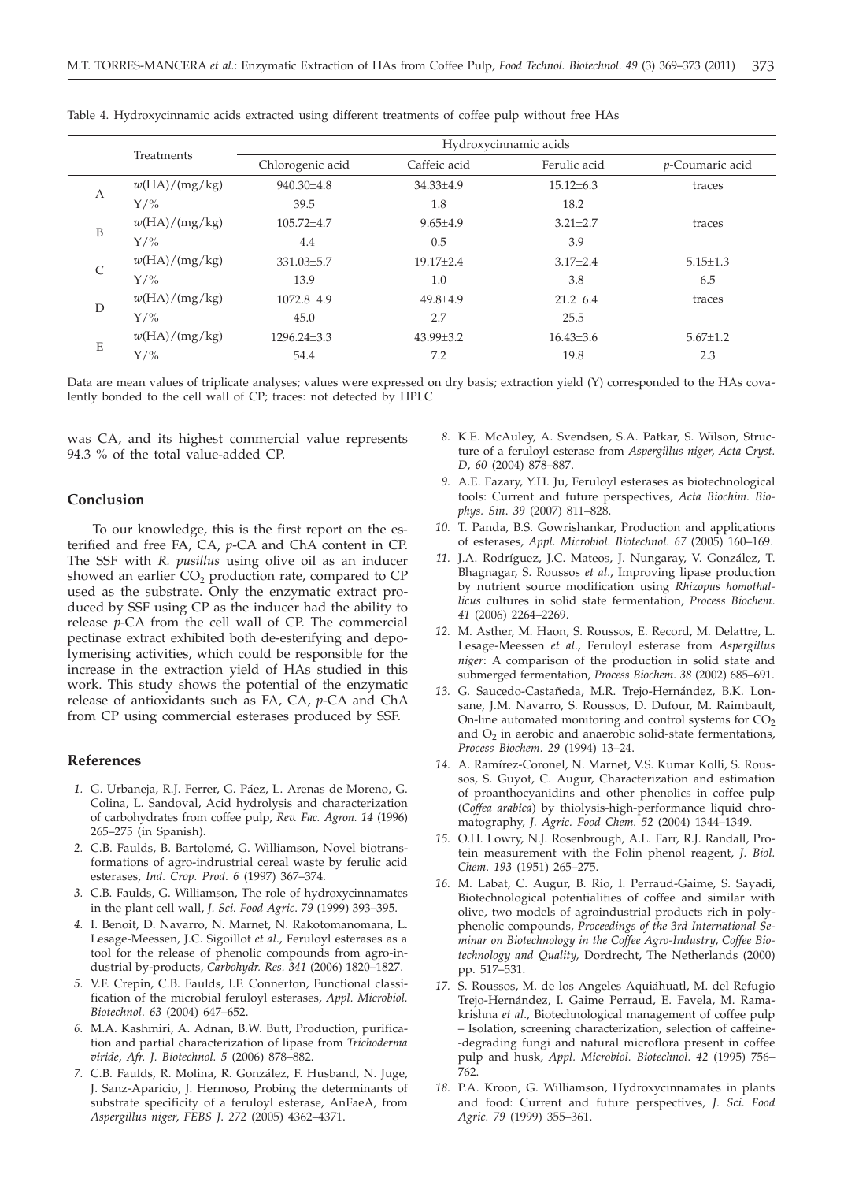Table 4. Hydroxycinnamic acids extracted using different treatments of coffee pulp without free HAs

| Treatments | | Hydroxycinnamic acids | | | |
|---|---|---|---|---|---|
| | | Chlorogenic acid | Caffeic acid | Ferulic acid | *p*-Coumaric acid |
| A | $w$(HA)/(mg/kg) | 940.30±4.8 | 34.33±4.9 | 15.12±6.3 | traces |
| | Y/% | 39.5 | 1.8 | 18.2 | |
| B | $w$(HA)/(mg/kg) | 105.72±4.7 | 9.65±4.9 | 3.21±2.7 | traces |
| | Y/% | 4.4 | 0.5 | 3.9 | |
| C | $w$(HA)/(mg/kg) | 331.03±5.7 | 19.17±2.4 | 3.17±2.4 | 5.15±1.3 |
| | Y/% | 13.9 | 1.0 | 3.8 | 6.5 |
| D | $w$(HA)/(mg/kg) | 1072.8±4.9 | 49.8±4.9 | 21.2±6.4 | traces |
| | Y/% | 45.0 | 2.7 | 25.5 | |
| E | $w$(HA)/(mg/kg) | 1296.24±3.3 | 43.99±3.2 | 16.43±3.6 | 5.67±1.2 |
| | Y/% | 54.4 | 7.2 | 19.8 | 2.3 |

Data are mean values of triplicate analyses; values were expressed on dry basis; extraction yield (Y) corresponded to the HAs covalently bonded to the cell wall of CP; traces: not detected by HPLC

was CA, and its highest commercial value represents 94.3 % of the total value-added CP.

## Conclusion

To our knowledge, this is the first report on the esterified and free FA, CA, *p*-CA and ChA content in CP. The SSF with *R. pusillus* using olive oil as an inducer showed an earlier $CO_2$ production rate, compared to CP used as the substrate. Only the enzymatic extract produced by SSF using CP as the inducer had the ability to release *p*-CA from the cell wall of CP. The commercial pectinase extract exhibited both de-esterifying and depolymerising activities, which could be responsible for the increase in the extraction yield of HAs studied in this work. This study shows the potential of the enzymatic release of antioxidants such as FA, CA, *p*-CA and ChA from CP using commercial esterases produced by SSF.

## References

1. G. Urbaneja, R.J. Ferrer, G. Páez, L. Arenas de Moreno, G. Colina, L. Sandoval, Acid hydrolysis and characterization of carbohydrates from coffee pulp, *Rev. Fac. Agron. 14* (1996) 265–275 (in Spanish).
2. C.B. Faulds, B. Bartolomé, G. Williamson, Novel biotransformations of agro-indrustrial cereal waste by ferulic acid esterases, *Ind. Crop. Prod. 6* (1997) 367–374.
3. C.B. Faulds, G. Williamson, The role of hydroxycinnamates in the plant cell wall, *J. Sci. Food Agric. 79* (1999) 393–395.
4. I. Benoit, D. Navarro, N. Marnet, N. Rakotomanomana, L. Lesage-Meessen, J.C. Sigoillot *et al.*, Feruloyl esterases as a tool for the release of phenolic compounds from agro-industrial by-products, *Carbohydr. Res. 341* (2006) 1820–1827.
5. V.F. Crepin, C.B. Faulds, I.F. Connerton, Functional classification of the microbial feruloyl esterases, *Appl. Microbiol. Biotechnol. 63* (2004) 647–652.
6. M.A. Kashmiri, A. Adnan, B.W. Butt, Production, purification and partial characterization of lipase from *Trichoderma viride*, *Afr. J. Biotechnol. 5* (2006) 878–882.
7. C.B. Faulds, R. Molina, R. González, F. Husband, N. Juge, J. Sanz-Aparicio, J. Hermoso, Probing the determinants of substrate specificity of a feruloyl esterase, AnFaeA, from *Aspergillus niger*, *FEBS J. 272* (2005) 4362–4371.
8. K.E. McAuley, A. Svendsen, S.A. Patkar, S. Wilson, Structure of a feruloyl esterase from *Aspergillus niger*, *Acta Cryst. D*, *60* (2004) 878–887.
9. A.E. Fazary, Y.H. Ju, Feruloyl esterases as biotechnological tools: Current and future perspectives, *Acta Biochim. Biophys. Sin. 39* (2007) 811–828.
10. T. Panda, B.S. Gowrishankar, Production and applications of esterases, *Appl. Microbiol. Biotechnol. 67* (2005) 160–169.
11. J.A. Rodríguez, J.C. Mateos, J. Nungaray, V. González, T. Bhagnagar, S. Roussos *et al.*, Improving lipase production by nutrient source modification using *Rhizopus homothallicus* cultures in solid state fermentation, *Process Biochem. 41* (2006) 2264–2269.
12. M. Asther, M. Haon, S. Roussos, E. Record, M. Delattre, L. Lesage-Meessen *et al.*, Feruloyl esterase from *Aspergillus niger*: A comparison of the production in solid state and submerged fermentation, *Process Biochem. 38* (2002) 685–691.
13. G. Saucedo-Castañeda, M.R. Trejo-Hernández, B.K. Lonsane, J.M. Navarro, S. Roussos, D. Dufour, M. Raimbault, On-line automated monitoring and control systems for $CO_2$ and $O_2$ in aerobic and anaerobic solid-state fermentations, *Process Biochem. 29* (1994) 13–24.
14. A. Ramírez-Coronel, N. Marnet, V.S. Kumar Kolli, S. Roussos, S. Guyot, C. Augur, Characterization and estimation of proanthocyanidins and other phenolics in coffee pulp (*Coffea arabica*) by thiolysis-high-performance liquid chromatography, *J. Agric. Food Chem. 52* (2004) 1344–1349.
15. O.H. Lowry, N.J. Rosenbrough, A.L. Farr, R.J. Randall, Protein measurement with the Folin phenol reagent, *J. Biol. Chem. 193* (1951) 265–275.
16. M. Labat, C. Augur, B. Rio, I. Perraud-Gaime, S. Sayadi, Biotechnological potentialities of coffee and similar with olive, two models of agroindustrial products rich in polyphenolic compounds, *Proceedings of the 3rd International Seminar on Biotechnology in the Coffee Agro-Industry, Coffee Biotechnology and Quality*, Dordrecht, The Netherlands (2000) pp. 517–531.
17. S. Roussos, M. de los Angeles Aquiáhuatl, M. del Refugio Trejo-Hernández, I. Gaime Perraud, E. Favela, M. Ramakrishna *et al.*, Biotechnological management of coffee pulp – Isolation, screening characterization, selection of caffeine-degrading fungi and natural microflora present in coffee pulp and husk, *Appl. Microbiol. Biotechnol. 42* (1995) 756–762.
18. P.A. Kroon, G. Williamson, Hydroxycinnamates in plants and food: Current and future perspectives, *J. Sci. Food Agric. 79* (1999) 355–361.